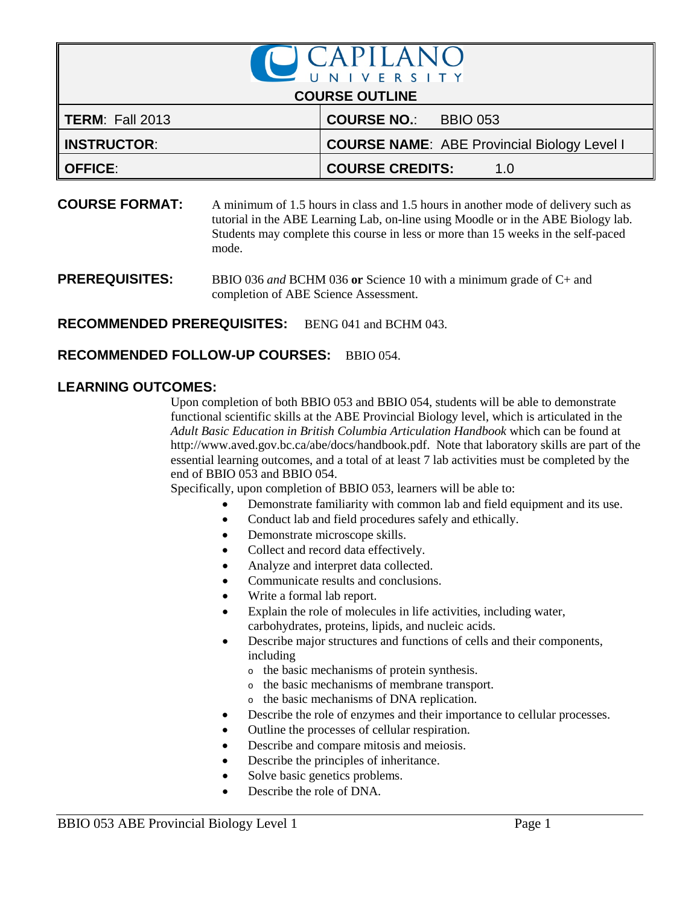# CAPILANO UNIVERSITY

## COURSE OUTLINE

| **TERM**: Fall 2013 | **COURSE NO.**: BBIO 053 |
|---|---|
| **INSTRUCTOR**: | **COURSE NAME**: ABE Provincial Biology Level I |
| **OFFICE**: | **COURSE CREDITS**: 1.0 |

**COURSE FORMAT:** A minimum of 1.5 hours in class and 1.5 hours in another mode of delivery such as tutorial in the ABE Learning Lab, on-line using Moodle or in the ABE Biology lab. Students may complete this course in less or more than 15 weeks in the self-paced mode.

**PREREQUISITES:** BBIO 036 *and* BCHM 036 **or** Science 10 with a minimum grade of C+ and completion of ABE Science Assessment.

**RECOMMENDED PREREQUISITES:** BENG 041 and BCHM 043.

**RECOMMENDED FOLLOW-UP COURSES:** BBIO 054.

**LEARNING OUTCOMES:**

Upon completion of both BBIO 053 and BBIO 054, students will be able to demonstrate functional scientific skills at the ABE Provincial Biology level, which is articulated in the *Adult Basic Education in British Columbia Articulation Handbook* which can be found at http://www.aved.gov.bc.ca/abe/docs/handbook.pdf. Note that laboratory skills are part of the essential learning outcomes, and a total of at least 7 lab activities must be completed by the end of BBIO 053 and BBIO 054.

Specifically, upon completion of BBIO 053, learners will be able to:

- Demonstrate familiarity with common lab and field equipment and its use.
- Conduct lab and field procedures safely and ethically.
- Demonstrate microscope skills.
- Collect and record data effectively.
- Analyze and interpret data collected.
- Communicate results and conclusions.
- Write a formal lab report.
- Explain the role of molecules in life activities, including water, carbohydrates, proteins, lipids, and nucleic acids.
- Describe major structures and functions of cells and their components, including
  - the basic mechanisms of protein synthesis.
  - the basic mechanisms of membrane transport.
  - the basic mechanisms of DNA replication.
- Describe the role of enzymes and their importance to cellular processes.
- Outline the processes of cellular respiration.
- Describe and compare mitosis and meiosis.
- Describe the principles of inheritance.
- Solve basic genetics problems.
- Describe the role of DNA.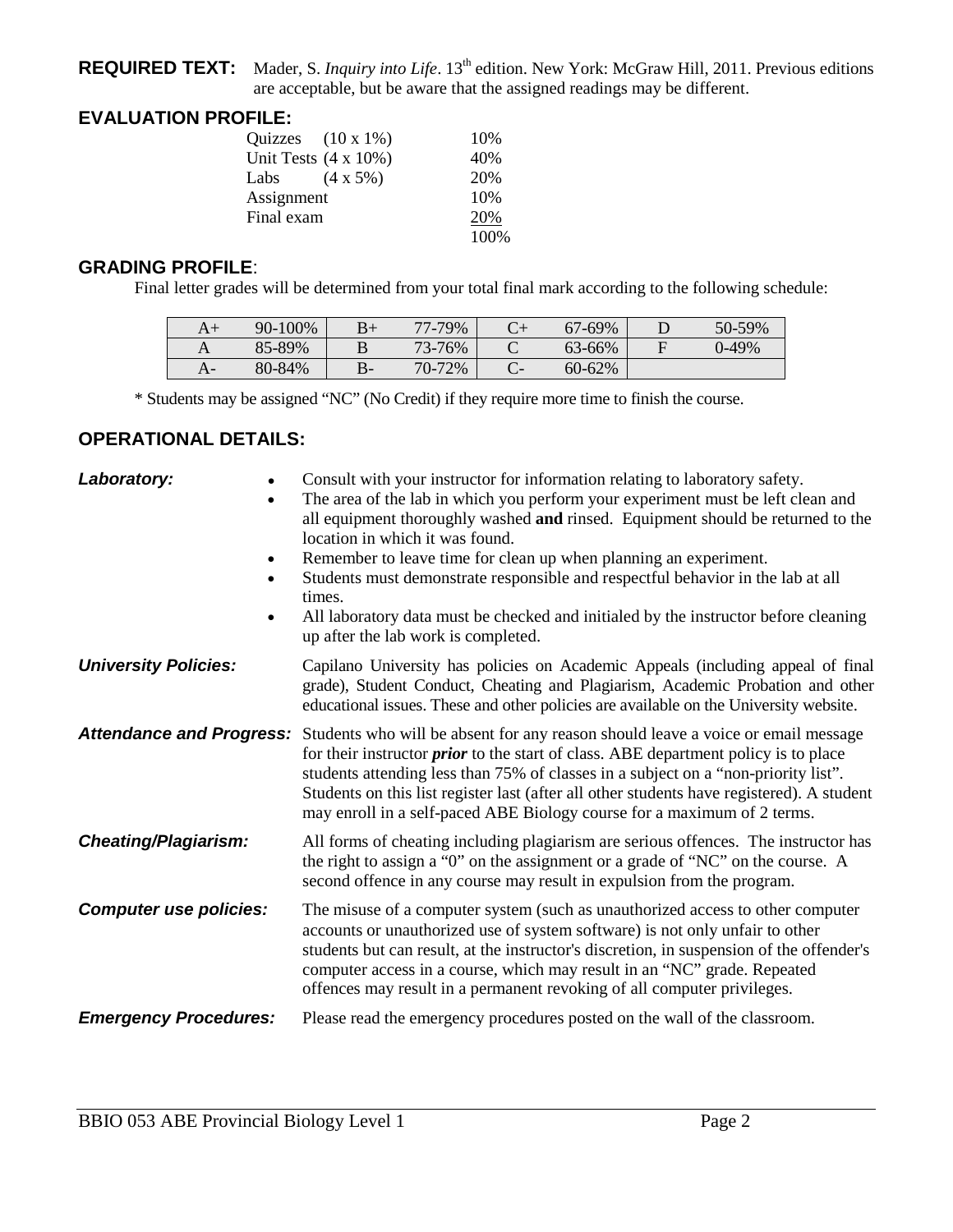**REQUIRED TEXT:** Mader, S. *Inquiry into Life*. 13th edition. New York: McGraw Hill, 2011. Previous editions are acceptable, but be aware that the assigned readings may be different.

## EVALUATION PROFILE:

| | |
|---|---|
| Quizzes (10 x 1%) | 10% |
| Unit Tests (4 x 10%) | 40% |
| Labs (4 x 5%) | 20% |
| Assignment | 10% |
| Final exam | 20% |
| | 100% |

## GRADING PROFILE:

Final letter grades will be determined from your total final mark according to the following schedule:

| | | | | | | | | | | |
|---|---|---|---|---|---|---|---|---|---|---|
| A+ | 90-100% | B+ | 77-79% | C+ | 67-69% | D | 50-59% |
| A | 85-89% | B | 73-76% | C | 63-66% | F | 0-49% |
| A- | 80-84% | B- | 70-72% | C- | 60-62% | | |

\* Students may be assigned "NC" (No Credit) if they require more time to finish the course.

## OPERATIONAL DETAILS:

***Laboratory:***

- Consult with your instructor for information relating to laboratory safety.
- The area of the lab in which you perform your experiment must be left clean and all equipment thoroughly washed **and** rinsed. Equipment should be returned to the location in which it was found.
- Remember to leave time for clean up when planning an experiment.
- Students must demonstrate responsible and respectful behavior in the lab at all times.
- All laboratory data must be checked and initialed by the instructor before cleaning up after the lab work is completed.

***University Policies:*** Capilano University has policies on Academic Appeals (including appeal of final grade), Student Conduct, Cheating and Plagiarism, Academic Probation and other educational issues. These and other policies are available on the University website.

***Attendance and Progress:*** Students who will be absent for any reason should leave a voice or email message for their instructor ***prior*** to the start of class. ABE department policy is to place students attending less than 75% of classes in a subject on a "non-priority list". Students on this list register last (after all other students have registered). A student may enroll in a self-paced ABE Biology course for a maximum of 2 terms.

***Cheating/Plagiarism:*** All forms of cheating including plagiarism are serious offences. The instructor has the right to assign a "0" on the assignment or a grade of "NC" on the course. A second offence in any course may result in expulsion from the program.

***Computer use policies:*** The misuse of a computer system (such as unauthorized access to other computer accounts or unauthorized use of system software) is not only unfair to other students but can result, at the instructor's discretion, in suspension of the offender's computer access in a course, which may result in an "NC" grade. Repeated offences may result in a permanent revoking of all computer privileges.

***Emergency Procedures:*** Please read the emergency procedures posted on the wall of the classroom.